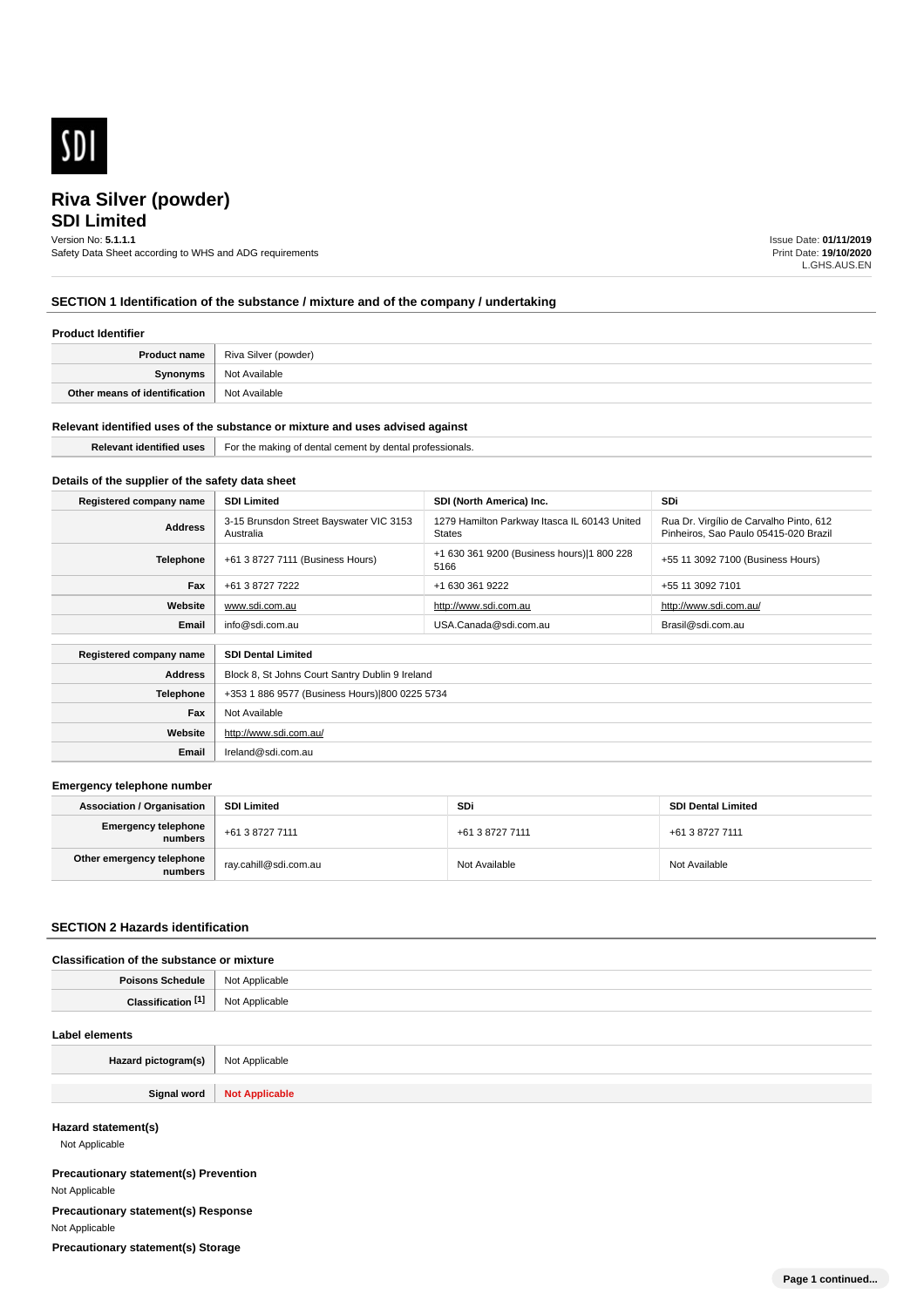SDI

# Riva Silver (powder)
## SDI Limited

Version No: **5.1.1.1**
Safety Data Sheet according to WHS and ADG requirements

Issue Date: **01/11/2019**
Print Date: **19/10/2020**
L.GHS.AUS.EN

## SECTION 1 Identification of the substance / mixture and of the company / undertaking

### Product Identifier

| | |
|---|---|
| **Product name** | Riva Silver (powder) |
| **Synonyms** | Not Available |
| **Other means of identification** | Not Available |

### Relevant identified uses of the substance or mixture and uses advised against

| | |
|---|---|
| **Relevant identified uses** | For the making of dental cement by dental professionals. |

### Details of the supplier of the safety data sheet

| **Registered company name** | **SDI Limited** | **SDI (North America) Inc.** | **SDi** |
|---|---|---|---|
| **Address** | 3-15 Brunsdon Street Bayswater VIC 3153 Australia | 1279 Hamilton Parkway Itasca IL 60143 United States | Rua Dr. Virgílio de Carvalho Pinto, 612 Pinheiros, Sao Paulo 05415-020 Brazil |
| **Telephone** | +61 3 8727 7111 (Business Hours) | +1 630 361 9200 (Business hours)\|1 800 228 5166 | +55 11 3092 7100 (Business Hours) |
| **Fax** | +61 3 8727 7222 | +1 630 361 9222 | +55 11 3092 7101 |
| **Website** | www.sdi.com.au | http://www.sdi.com.au | http://www.sdi.com.au/ |
| **Email** | info@sdi.com.au | USA.Canada@sdi.com.au | Brasil@sdi.com.au |

| **Registered company name** | **SDI Dental Limited** |
|---|---|
| **Address** | Block 8, St Johns Court Santry Dublin 9 Ireland |
| **Telephone** | +353 1 886 9577 (Business Hours)\|800 0225 5734 |
| **Fax** | Not Available |
| **Website** | http://www.sdi.com.au/ |
| **Email** | Ireland@sdi.com.au |

### Emergency telephone number

| **Association / Organisation** | **SDI Limited** | **SDi** | **SDI Dental Limited** |
|---|---|---|---|
| **Emergency telephone numbers** | +61 3 8727 7111 | +61 3 8727 7111 | +61 3 8727 7111 |
| **Other emergency telephone numbers** | ray.cahill@sdi.com.au | Not Available | Not Available |

## SECTION 2 Hazards identification

### Classification of the substance or mixture

| | |
|---|---|
| **Poisons Schedule** | Not Applicable |
| **Classification [1]** | Not Applicable |

### Label elements

| | |
|---|---|
| **Hazard pictogram(s)** | Not Applicable |
| **Signal word** | **Not Applicable** |

### Hazard statement(s)

Not Applicable

### Precautionary statement(s) Prevention

Not Applicable

### Precautionary statement(s) Response

Not Applicable

### Precautionary statement(s) Storage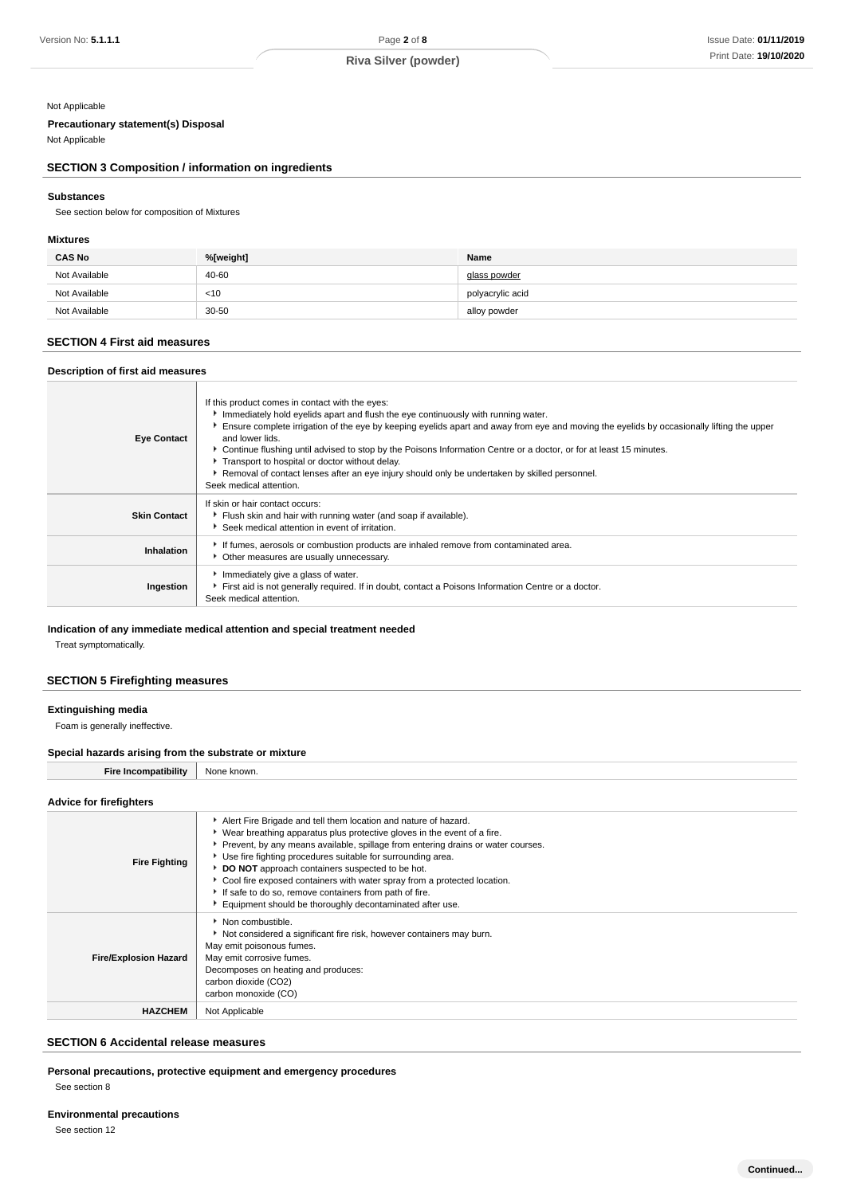Not Applicable

**Precautionary statement(s) Disposal**

Not Applicable

## SECTION 3 Composition / information on ingredients

### Substances

See section below for composition of Mixtures

### Mixtures

| CAS No | %[weight] | Name |
|---|---|---|
| Not Available | 40-60 | glass powder |
| Not Available | <10 | polyacrylic acid |
| Not Available | 30-50 | alloy powder |

## SECTION 4 First aid measures

### Description of first aid measures

| | |
|---|---|
| **Eye Contact** | If this product comes in contact with the eyes:<br>▸ Immediately hold eyelids apart and flush the eye continuously with running water.<br>▸ Ensure complete irrigation of the eye by keeping eyelids apart and away from eye and moving the eyelids by occasionally lifting the upper and lower lids.<br>▸ Continue flushing until advised to stop by the Poisons Information Centre or a doctor, or for at least 15 minutes.<br>▸ Transport to hospital or doctor without delay.<br>▸ Removal of contact lenses after an eye injury should only be undertaken by skilled personnel.<br>Seek medical attention. |
| **Skin Contact** | If skin or hair contact occurs:<br>▸ Flush skin and hair with running water (and soap if available).<br>▸ Seek medical attention in event of irritation. |
| **Inhalation** | ▸ If fumes, aerosols or combustion products are inhaled remove from contaminated area.<br>▸ Other measures are usually unnecessary. |
| **Ingestion** | ▸ Immediately give a glass of water.<br>▸ First aid is not generally required. If in doubt, contact a Poisons Information Centre or a doctor.<br>Seek medical attention. |

### Indication of any immediate medical attention and special treatment needed

Treat symptomatically.

## SECTION 5 Firefighting measures

### Extinguishing media

Foam is generally ineffective.

### Special hazards arising from the substrate or mixture

| | |
|---|---|
| **Fire Incompatibility** | None known. |

### Advice for firefighters

| | |
|---|---|
| **Fire Fighting** | ▸ Alert Fire Brigade and tell them location and nature of hazard.<br>▸ Wear breathing apparatus plus protective gloves in the event of a fire.<br>▸ Prevent, by any means available, spillage from entering drains or water courses.<br>▸ Use fire fighting procedures suitable for surrounding area.<br>▸ **DO NOT** approach containers suspected to be hot.<br>▸ Cool fire exposed containers with water spray from a protected location.<br>▸ If safe to do so, remove containers from path of fire.<br>▸ Equipment should be thoroughly decontaminated after use. |
| **Fire/Explosion Hazard** | ▸ Non combustible.<br>▸ Not considered a significant fire risk, however containers may burn.<br>May emit poisonous fumes.<br>May emit corrosive fumes.<br>Decomposes on heating and produces:<br>carbon dioxide ($CO_2$)<br>carbon monoxide (CO) |
| **HAZCHEM** | Not Applicable |

## SECTION 6 Accidental release measures

### Personal precautions, protective equipment and emergency procedures

See section 8

### Environmental precautions

See section 12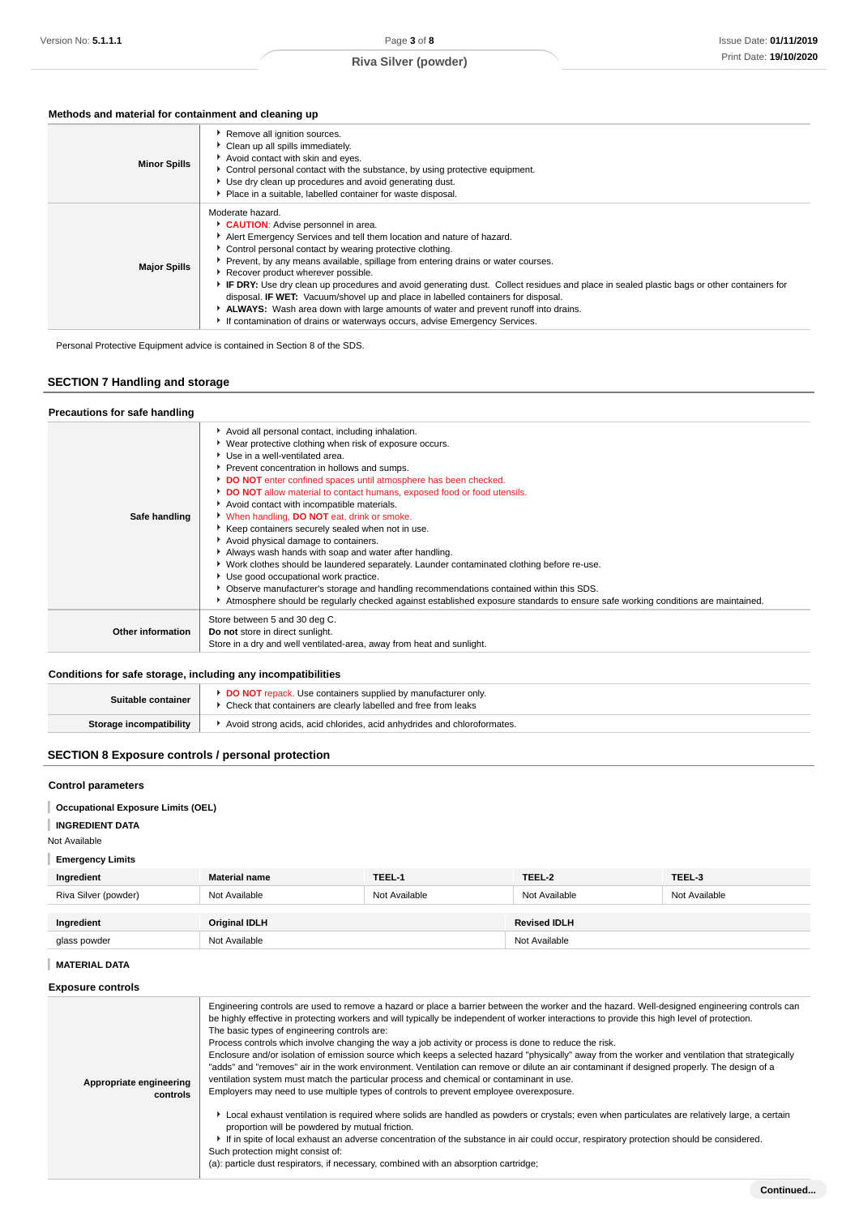### Methods and material for containment and cleaning up

| | |
|---|---|
| **Minor Spills** | - Remove all ignition sources.<br>- Clean up all spills immediately.<br>- Avoid contact with skin and eyes.<br>- Control personal contact with the substance, by using protective equipment.<br>- Use dry clean up procedures and avoid generating dust.<br>- Place in a suitable, labelled container for waste disposal. |
| **Major Spills** | Moderate hazard.<br>- **CAUTION**: Advise personnel in area.<br>- Alert Emergency Services and tell them location and nature of hazard.<br>- Control personal contact by wearing protective clothing.<br>- Prevent, by any means available, spillage from entering drains or water courses.<br>- Recover product wherever possible.<br>- **IF DRY:** Use dry clean up procedures and avoid generating dust. Collect residues and place in sealed plastic bags or other containers for disposal. **IF WET:** Vacuum/shovel up and place in labelled containers for disposal.<br>- **ALWAYS:** Wash area down with large amounts of water and prevent runoff into drains.<br>- If contamination of drains or waterways occurs, advise Emergency Services. |

Personal Protective Equipment advice is contained in Section 8 of the SDS.

## SECTION 7 Handling and storage

### Precautions for safe handling

| | |
|---|---|
| **Safe handling** | - Avoid all personal contact, including inhalation.<br>- Wear protective clothing when risk of exposure occurs.<br>- Use in a well-ventilated area.<br>- Prevent concentration in hollows and sumps.<br>- **DO NOT** enter confined spaces until atmosphere has been checked.<br>- **DO NOT** allow material to contact humans, exposed food or food utensils.<br>- Avoid contact with incompatible materials.<br>- When handling, **DO NOT** eat, drink or smoke.<br>- Keep containers securely sealed when not in use.<br>- Avoid physical damage to containers.<br>- Always wash hands with soap and water after handling.<br>- Work clothes should be laundered separately. Launder contaminated clothing before re-use.<br>- Use good occupational work practice.<br>- Observe manufacturer's storage and handling recommendations contained within this SDS.<br>- Atmosphere should be regularly checked against established exposure standards to ensure safe working conditions are maintained. |
| **Other information** | Store between 5 and 30 deg C.<br>**Do not** store in direct sunlight.<br>Store in a dry and well ventilated-area, away from heat and sunlight. |

### Conditions for safe storage, including any incompatibilities

| | |
|---|---|
| **Suitable container** | - **DO NOT** repack. Use containers supplied by manufacturer only.<br>- Check that containers are clearly labelled and free from leaks |
| **Storage incompatibility** | - Avoid strong acids, acid chlorides, acid anhydrides and chloroformates. |

## SECTION 8 Exposure controls / personal protection

### Control parameters

**Occupational Exposure Limits (OEL)**

**INGREDIENT DATA**

Not Available

**Emergency Limits**

| Ingredient | Material name | TEEL-1 | TEEL-2 | TEEL-3 |
|---|---|---|---|---|
| Riva Silver (powder) | Not Available | Not Available | Not Available | Not Available |

| Ingredient | Original IDLH | Revised IDLH |
|---|---|---|
| glass powder | Not Available | Not Available |

**MATERIAL DATA**

### Exposure controls

| | |
|---|---|
| **Appropriate engineering controls** | Engineering controls are used to remove a hazard or place a barrier between the worker and the hazard. Well-designed engineering controls can be highly effective in protecting workers and will typically be independent of worker interactions to provide this high level of protection.<br>The basic types of engineering controls are:<br>Process controls which involve changing the way a job activity or process is done to reduce the risk.<br>Enclosure and/or isolation of emission source which keeps a selected hazard "physically" away from the worker and ventilation that strategically "adds" and "removes" air in the work environment. Ventilation can remove or dilute an air contaminant if designed properly. The design of a ventilation system must match the particular process and chemical or contaminant in use.<br>Employers may need to use multiple types of controls to prevent employee overexposure.<br>- Local exhaust ventilation is required where solids are handled as powders or crystals; even when particulates are relatively large, a certain proportion will be powdered by mutual friction.<br>- If in spite of local exhaust an adverse concentration of the substance in air could occur, respiratory protection should be considered.<br>Such protection might consist of:<br>(a): particle dust respirators, if necessary, combined with an absorption cartridge; |

Continued...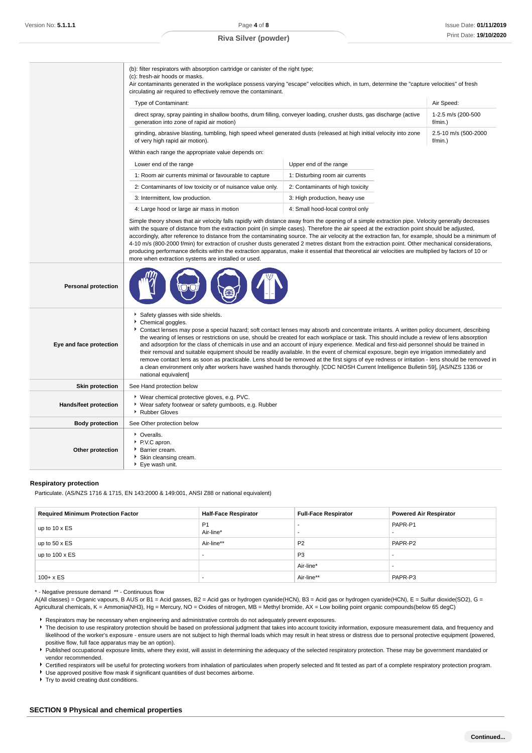| | |
|---|---|
| | (b): filter respirators with absorption cartridge or canister of the right type;<br>(c): fresh-air hoods or masks.<br>Air contaminants generated in the workplace possess varying "escape" velocities which, in turn, determine the "capture velocities" of fresh circulating air required to effectively remove the contaminant. |

| Type of Contaminant: | Air Speed: |
|---|---|
| direct spray, spray painting in shallow booths, drum filling, conveyer loading, crusher dusts, gas discharge (active generation into zone of rapid air motion) | 1-2.5 m/s (200-500 f/min.) |
| grinding, abrasive blasting, tumbling, high speed wheel generated dusts (released at high initial velocity into zone of very high rapid air motion). | 2.5-10 m/s (500-2000 f/min.) |

Within each range the appropriate value depends on:

| Lower end of the range | Upper end of the range |
|---|---|
| 1: Room air currents minimal or favourable to capture | 1: Disturbing room air currents |
| 2: Contaminants of low toxicity or of nuisance value only. | 2: Contaminants of high toxicity |
| 3: Intermittent, low production. | 3: High production, heavy use |
| 4: Large hood or large air mass in motion | 4: Small hood-local control only |

Simple theory shows that air velocity falls rapidly with distance away from the opening of a simple extraction pipe. Velocity generally decreases with the square of distance from the extraction point (in simple cases). Therefore the air speed at the extraction point should be adjusted, accordingly, after reference to distance from the contaminating source. The air velocity at the extraction fan, for example, should be a minimum of 4-10 m/s (800-2000 f/min) for extraction of crusher dusts generated 2 metres distant from the extraction point. Other mechanical considerations, producing performance deficits within the extraction apparatus, make it essential that theoretical air velocities are multiplied by factors of 10 or more when extraction systems are installed or used.

| | |
|---|---|
| **Personal protection** | |
| **Eye and face protection** | - Safety glasses with side shields.<br>- Chemical goggles.<br>- Contact lenses may pose a special hazard; soft contact lenses may absorb and concentrate irritants. A written policy document, describing the wearing of lenses or restrictions on use, should be created for each workplace or task. This should include a review of lens absorption and adsorption for the class of chemicals in use and an account of injury experience. Medical and first-aid personnel should be trained in their removal and suitable equipment should be readily available. In the event of chemical exposure, begin eye irrigation immediately and remove contact lens as soon as practicable. Lens should be removed at the first signs of eye redness or irritation - lens should be removed in a clean environment only after workers have washed hands thoroughly. [CDC NIOSH Current Intelligence Bulletin 59], [AS/NZS 1336 or national equivalent] |
| **Skin protection** | See Hand protection below |
| **Hands/feet protection** | - Wear chemical protective gloves, e.g. PVC.<br>- Wear safety footwear or safety gumboots, e.g. Rubber<br>- Rubber Gloves |
| **Body protection** | See Other protection below |
| **Other protection** | - Overalls.<br>- P.V.C apron.<br>- Barrier cream.<br>- Skin cleansing cream.<br>- Eye wash unit. |

### Respiratory protection

Particulate. (AS/NZS 1716 & 1715, EN 143:2000 & 149:001, ANSI Z88 or national equivalent)

| Required Minimum Protection Factor | Half-Face Respirator | Full-Face Respirator | Powered Air Respirator |
|---|---|---|---|
| up to 10 x ES | P1<br>Air-line* | -<br>- | PAPR-P1<br>- |
| up to 50 x ES | Air-line** | P2 | PAPR-P2 |
| up to 100 x ES | - | P3 | - |
| | | Air-line* | - |
| 100+ x ES | - | Air-line** | PAPR-P3 |

\* - Negative pressure demand  ** - Continuous flow

A(All classes) = Organic vapours, B AUS or B1 = Acid gasses, B2 = Acid gas or hydrogen cyanide(HCN), B3 = Acid gas or hydrogen cyanide(HCN), E = Sulfur dioxide(SO2), G = Agricultural chemicals, K = Ammonia(NH3), Hg = Mercury, NO = Oxides of nitrogen, MB = Methyl bromide, AX = Low boiling point organic compounds(below 65 degC)

- Respirators may be necessary when engineering and administrative controls do not adequately prevent exposures.
- The decision to use respiratory protection should be based on professional judgment that takes into account toxicity information, exposure measurement data, and frequency and likelihood of the worker's exposure - ensure users are not subject to high thermal loads which may result in heat stress or distress due to personal protective equipment (powered, positive flow, full face apparatus may be an option).
- Published occupational exposure limits, where they exist, will assist in determining the adequacy of the selected respiratory protection. These may be government mandated or vendor recommended.
- Certified respirators will be useful for protecting workers from inhalation of particulates when properly selected and fit tested as part of a complete respiratory protection program.
- Use approved positive flow mask if significant quantities of dust becomes airborne.
- Try to avoid creating dust conditions.

## SECTION 9 Physical and chemical properties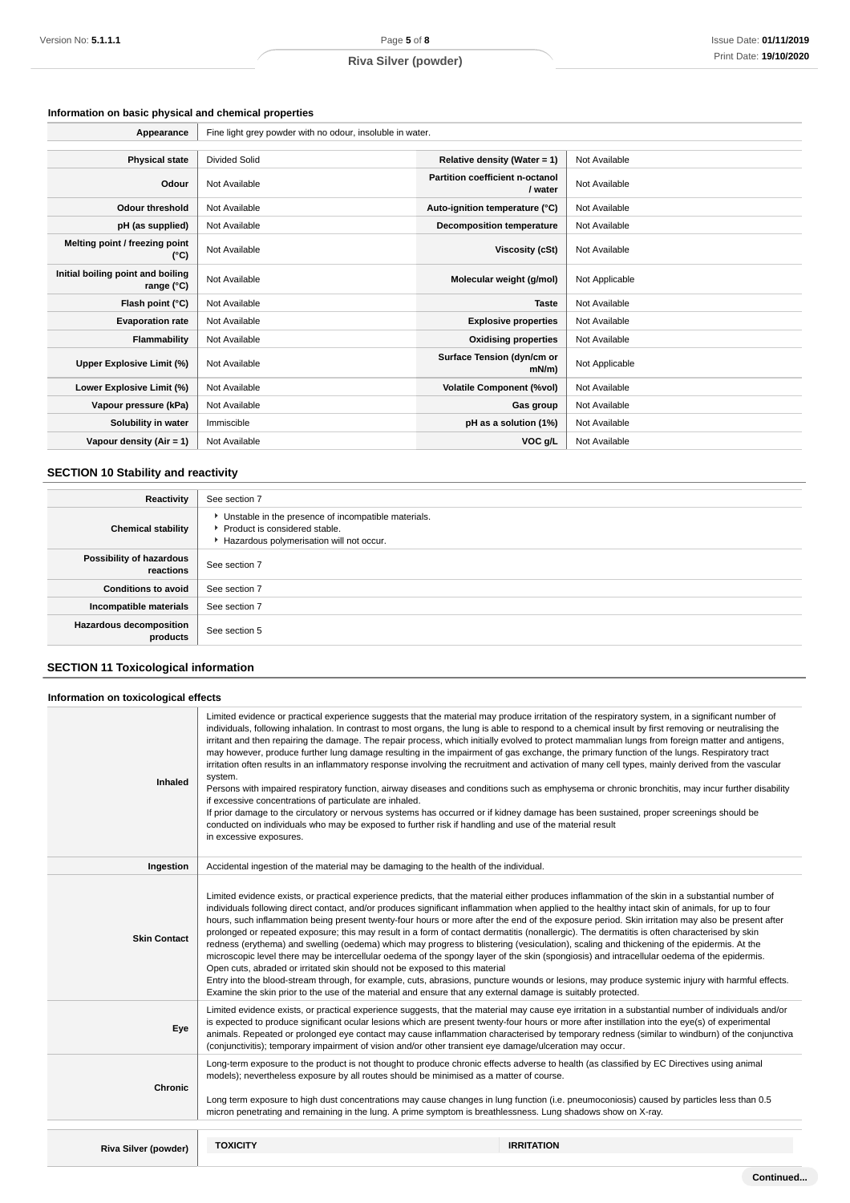### Information on basic physical and chemical properties

| Appearance | Fine light grey powder with no odour, insoluble in water. | | |
|---|---|---|---|
| **Physical state** | Divided Solid | **Relative density (Water = 1)** | Not Available |
| **Odour** | Not Available | **Partition coefficient n-octanol / water** | Not Available |
| **Odour threshold** | Not Available | **Auto-ignition temperature (°C)** | Not Available |
| **pH (as supplied)** | Not Available | **Decomposition temperature** | Not Available |
| **Melting point / freezing point (°C)** | Not Available | **Viscosity (cSt)** | Not Available |
| **Initial boiling point and boiling range (°C)** | Not Available | **Molecular weight (g/mol)** | Not Applicable |
| **Flash point (°C)** | Not Available | **Taste** | Not Available |
| **Evaporation rate** | Not Available | **Explosive properties** | Not Available |
| **Flammability** | Not Available | **Oxidising properties** | Not Available |
| **Upper Explosive Limit (%)** | Not Available | **Surface Tension (dyn/cm or mN/m)** | Not Applicable |
| **Lower Explosive Limit (%)** | Not Available | **Volatile Component (%vol)** | Not Available |
| **Vapour pressure (kPa)** | Not Available | **Gas group** | Not Available |
| **Solubility in water** | Immiscible | **pH as a solution (1%)** | Not Available |
| **Vapour density (Air = 1)** | Not Available | **VOC g/L** | Not Available |

## SECTION 10 Stability and reactivity

| | |
|---|---|
| **Reactivity** | See section 7 |
| **Chemical stability** | ▸ Unstable in the presence of incompatible materials.<br>▸ Product is considered stable.<br>▸ Hazardous polymerisation will not occur. |
| **Possibility of hazardous reactions** | See section 7 |
| **Conditions to avoid** | See section 7 |
| **Incompatible materials** | See section 7 |
| **Hazardous decomposition products** | See section 5 |

## SECTION 11 Toxicological information

### Information on toxicological effects

| | |
|---|---|
| **Inhaled** | Limited evidence or practical experience suggests that the material may produce irritation of the respiratory system, in a significant number of individuals, following inhalation. In contrast to most organs, the lung is able to respond to a chemical insult by first removing or neutralising the irritant and then repairing the damage. The repair process, which initially evolved to protect mammalian lungs from foreign matter and antigens, may however, produce further lung damage resulting in the impairment of gas exchange, the primary function of the lungs. Respiratory tract irritation often results in an inflammatory response involving the recruitment and activation of many cell types, mainly derived from the vascular system.<br>Persons with impaired respiratory function, airway diseases and conditions such as emphysema or chronic bronchitis, may incur further disability if excessive concentrations of particulate are inhaled.<br>If prior damage to the circulatory or nervous systems has occurred or if kidney damage has been sustained, proper screenings should be conducted on individuals who may be exposed to further risk if handling and use of the material result in excessive exposures. |
| **Ingestion** | Accidental ingestion of the material may be damaging to the health of the individual. |
| **Skin Contact** | Limited evidence exists, or practical experience predicts, that the material either produces inflammation of the skin in a substantial number of individuals following direct contact, and/or produces significant inflammation when applied to the healthy intact skin of animals, for up to four hours, such inflammation being present twenty-four hours or more after the end of the exposure period. Skin irritation may also be present after prolonged or repeated exposure; this may result in a form of contact dermatitis (nonallergic). The dermatitis is often characterised by skin redness (erythema) and swelling (oedema) which may progress to blistering (vesiculation), scaling and thickening of the epidermis. At the microscopic level there may be intercellular oedema of the spongy layer of the skin (spongiosis) and intracellular oedema of the epidermis.<br>Open cuts, abraded or irritated skin should not be exposed to this material<br>Entry into the blood-stream through, for example, cuts, abrasions, puncture wounds or lesions, may produce systemic injury with harmful effects. Examine the skin prior to the use of the material and ensure that any external damage is suitably protected. |
| **Eye** | Limited evidence exists, or practical experience suggests, that the material may cause eye irritation in a substantial number of individuals and/or is expected to produce significant ocular lesions which are present twenty-four hours or more after instillation into the eye(s) of experimental animals. Repeated or prolonged eye contact may cause inflammation characterised by temporary redness (similar to windburn) of the conjunctiva (conjunctivitis); temporary impairment of vision and/or other transient eye damage/ulceration may occur. |
| **Chronic** | Long-term exposure to the product is not thought to produce chronic effects adverse to health (as classified by EC Directives using animal models); nevertheless exposure by all routes should be minimised as a matter of course.<br><br>Long term exposure to high dust concentrations may cause changes in lung function (i.e. pneumoconiosis) caused by particles less than 0.5 micron penetrating and remaining in the lung. A prime symptom is breathlessness. Lung shadows show on X-ray. |

| **Riva Silver (powder)** | **TOXICITY** | **IRRITATION** |
|---|---|---|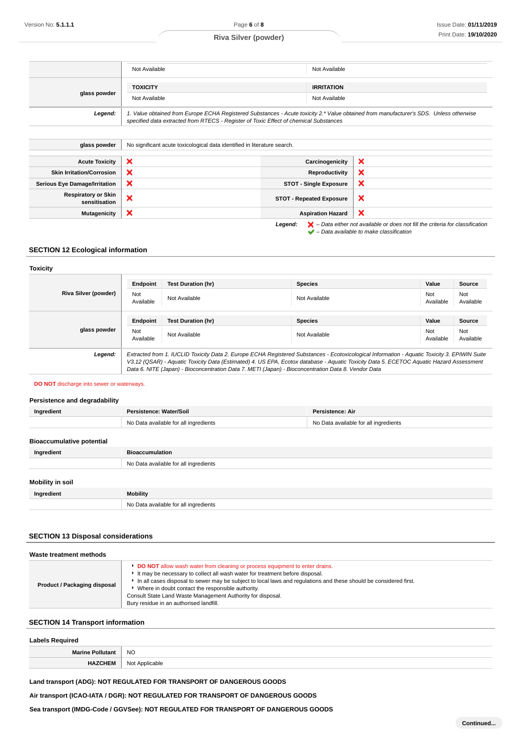| | | |
|---|---|---|
| | Not Available | Not Available |
| glass powder | **TOXICITY** | **IRRITATION** |
| | Not Available | Not Available |
| ***Legend:*** | *1. Value obtained from Europe ECHA Registered Substances - Acute toxicity 2.* Value obtained from manufacturer's SDS. Unless otherwise specified data extracted from RTECS - Register of Toxic Effect of chemical Substances* | |

| | |
|---|---|
| **glass powder** | No significant acute toxicological data identified in literature search. |

| | | | |
|---|---|---|---|
| **Acute Toxicity** | ❌ | **Carcinogenicity** | ❌ |
| **Skin Irritation/Corrosion** | ❌ | **Reproductivity** | ❌ |
| **Serious Eye Damage/Irritation** | ❌ | **STOT - Single Exposure** | ❌ |
| **Respiratory or Skin sensitisation** | ❌ | **STOT - Repeated Exposure** | ❌ |
| **Mutagenicity** | ❌ | **Aspiration Hazard** | ❌ |

***Legend:*** ❌ *– Data either not available or does not fill the criteria for classification*
✔ *– Data available to make classification*

## SECTION 12 Ecological information

### Toxicity

| | Endpoint | Test Duration (hr) | Species | Value | Source |
|---|---|---|---|---|---|
| **Riva Silver (powder)** | Not Available | Not Available | Not Available | Not Available | Not Available |
| | **Endpoint** | **Test Duration (hr)** | **Species** | **Value** | **Source** |
| **glass powder** | Not Available | Not Available | Not Available | Not Available | Not Available |
| ***Legend:*** | *Extracted from 1. IUCLID Toxicity Data 2. Europe ECHA Registered Substances - Ecotoxicological Information - Aquatic Toxicity 3. EPIWIN Suite V3.12 (QSAR) - Aquatic Toxicity Data (Estimated) 4. US EPA, Ecotox database - Aquatic Toxicity Data 5. ECETOC Aquatic Hazard Assessment Data 6. NITE (Japan) - Bioconcentration Data 7. METI (Japan) - Bioconcentration Data 8. Vendor Data* | | | | |

**DO NOT** discharge into sewer or waterways.

### Persistence and degradability

| Ingredient | Persistence: Water/Soil | Persistence: Air |
|---|---|---|
| | No Data available for all ingredients | No Data available for all ingredients |

### Bioaccumulative potential

| Ingredient | Bioaccumulation |
|---|---|
| | No Data available for all ingredients |

### Mobility in soil

| Ingredient | Mobility |
|---|---|
| | No Data available for all ingredients |

## SECTION 13 Disposal considerations

### Waste treatment methods

| | |
|---|---|
| **Product / Packaging disposal** | ▸ **DO NOT** allow wash water from cleaning or process equipment to enter drains.<br>▸ It may be necessary to collect all wash water for treatment before disposal.<br>▸ In all cases disposal to sewer may be subject to local laws and regulations and these should be considered first.<br>▸ Where in doubt contact the responsible authority.<br>Consult State Land Waste Management Authority for disposal.<br>Bury residue in an authorised landfill. |

## SECTION 14 Transport information

### Labels Required

| | |
|---|---|
| **Marine Pollutant** | NO |
| **HAZCHEM** | Not Applicable |

**Land transport (ADG): NOT REGULATED FOR TRANSPORT OF DANGEROUS GOODS**

**Air transport (ICAO-IATA / DGR): NOT REGULATED FOR TRANSPORT OF DANGEROUS GOODS**

**Sea transport (IMDG-Code / GGVSee): NOT REGULATED FOR TRANSPORT OF DANGEROUS GOODS**

**Continued...**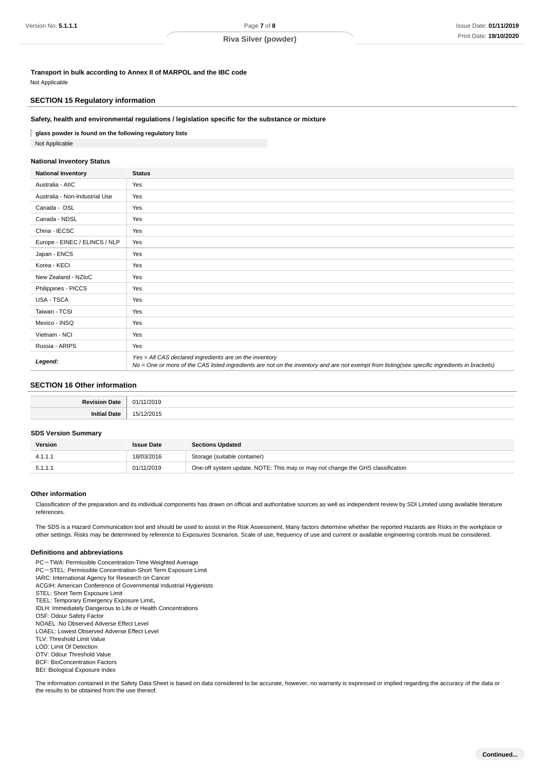**Transport in bulk according to Annex II of MARPOL and the IBC code**

Not Applicable

## SECTION 15 Regulatory information

**Safety, health and environmental regulations / legislation specific for the substance or mixture**

**glass powder is found on the following regulatory lists**

Not Applicable

**National Inventory Status**

| National Inventory | Status |
|---|---|
| Australia - AIIC | Yes |
| Australia - Non-Industrial Use | Yes |
| Canada - DSL | Yes |
| Canada - NDSL | Yes |
| China - IECSC | Yes |
| Europe - EINEC / ELINCS / NLP | Yes |
| Japan - ENCS | Yes |
| Korea - KECI | Yes |
| New Zealand - NZIoC | Yes |
| Philippines - PICCS | Yes |
| USA - TSCA | Yes |
| Taiwan - TCSI | Yes |
| Mexico - INSQ | Yes |
| Vietnam - NCI | Yes |
| Russia - ARIPS | Yes |
| ***Legend:*** | *Yes = All CAS declared ingredients are on the inventory*<br>*No = One or more of the CAS listed ingredients are not on the inventory and are not exempt from listing(see specific ingredients in brackets)* |

## SECTION 16 Other information

| | |
|---|---|
| **Revision Date** | 01/11/2019 |
| **Initial Date** | 15/12/2015 |

**SDS Version Summary**

| Version | Issue Date | Sections Updated |
|---|---|---|
| 4.1.1.1 | 18/03/2016 | Storage (suitable container) |
| 5.1.1.1 | 01/11/2019 | One-off system update. NOTE: This may or may not change the GHS classification |

**Other information**

Classification of the preparation and its individual components has drawn on official and authoritative sources as well as independent review by SDI Limited using available literature references.

The SDS is a Hazard Communication tool and should be used to assist in the Risk Assessment. Many factors determine whether the reported Hazards are Risks in the workplace or other settings. Risks may be determined by reference to Exposures Scenarios. Scale of use, frequency of use and current or available engineering controls must be considered.

**Definitions and abbreviations**

PC－TWA: Permissible Concentration-Time Weighted Average
PC－STEL: Permissible Concentration-Short Term Exposure Limit
IARC: International Agency for Research on Cancer
ACGIH: American Conference of Governmental Industrial Hygienists
STEL: Short Term Exposure Limit
TEEL: Temporary Emergency Exposure Limit。
IDLH: Immediately Dangerous to Life or Health Concentrations
OSF: Odour Safety Factor
NOAEL :No Observed Adverse Effect Level
LOAEL: Lowest Observed Adverse Effect Level
TLV: Threshold Limit Value
LOD: Limit Of Detection
OTV: Odour Threshold Value
BCF: BioConcentration Factors
BEI: Biological Exposure Index

The information contained in the Safety Data Sheet is based on data considered to be accurate, however, no warranty is expressed or implied regarding the accuracy of the data or the results to be obtained from the use thereof.

**Continued...**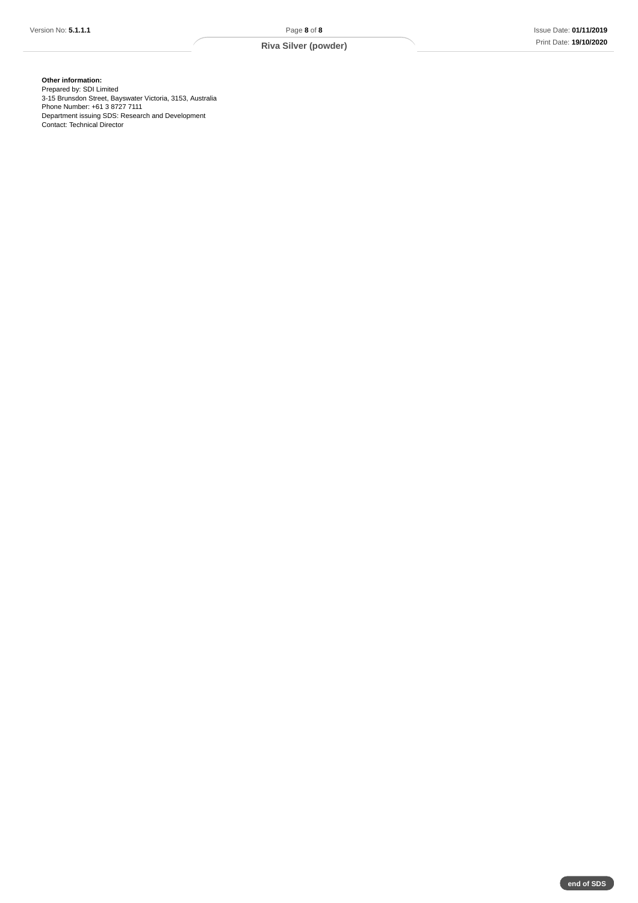**Other information:**

Prepared by: SDI Limited
3-15 Brunsdon Street, Bayswater Victoria, 3153, Australia
Phone Number: +61 3 8727 7111
Department issuing SDS: Research and Development
Contact: Technical Director

**end of SDS**